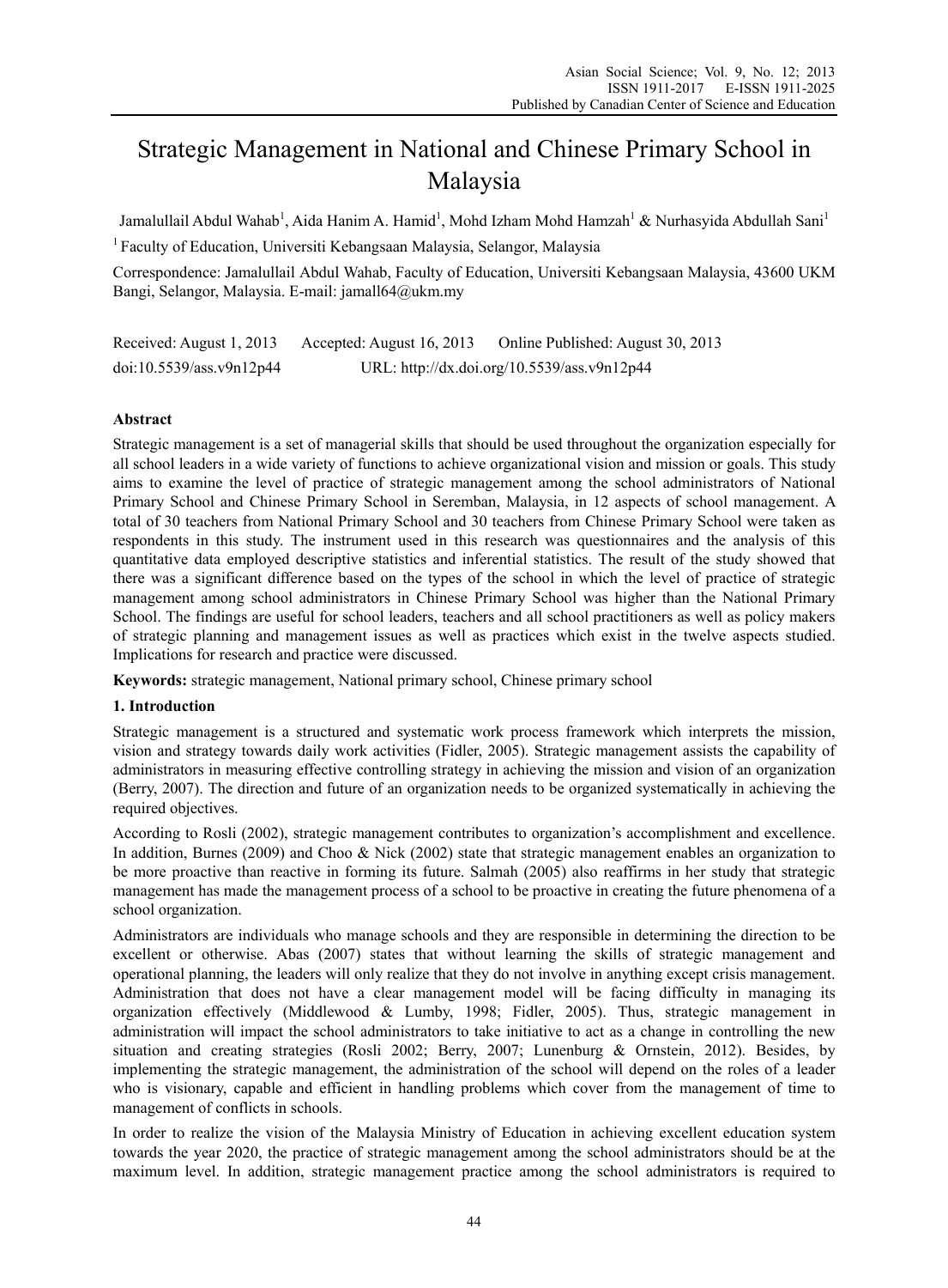# Strategic Management in National and Chinese Primary School in Malaysia

Jamalullail Abdul Wahab[1], Aida Hanim A. Hamid[1], Mohd Izham Mohd Hamzah[1] & Nurhasyida Abdullah Sani[1]

[1] Faculty of Education, Universiti Kebangsaan Malaysia, Selangor, Malaysia

Correspondence: Jamalullail Abdul Wahab, Faculty of Education, Universiti Kebangsaan Malaysia, 43600 UKM Bangi, Selangor, Malaysia. E-mail: jamall64@ukm.my

Received: August 1, 2013 Accepted: August 16, 2013 Online Published: August 30, 2013

doi:10.5539/ass.v9n12p44 URL: http://dx.doi.org/10.5539/ass.v9n12p44

## Abstract

Strategic management is a set of managerial skills that should be used throughout the organization especially for all school leaders in a wide variety of functions to achieve organizational vision and mission or goals. This study aims to examine the level of practice of strategic management among the school administrators of National Primary School and Chinese Primary School in Seremban, Malaysia, in 12 aspects of school management. A total of 30 teachers from National Primary School and 30 teachers from Chinese Primary School were taken as respondents in this study. The instrument used in this research was questionnaires and the analysis of this quantitative data employed descriptive statistics and inferential statistics. The result of the study showed that there was a significant difference based on the types of the school in which the level of practice of strategic management among school administrators in Chinese Primary School was higher than the National Primary School. The findings are useful for school leaders, teachers and all school practitioners as well as policy makers of strategic planning and management issues as well as practices which exist in the twelve aspects studied. Implications for research and practice were discussed.

**Keywords:** strategic management, National primary school, Chinese primary school

## 1. Introduction

Strategic management is a structured and systematic work process framework which interprets the mission, vision and strategy towards daily work activities (Fidler, 2005). Strategic management assists the capability of administrators in measuring effective controlling strategy in achieving the mission and vision of an organization (Berry, 2007). The direction and future of an organization needs to be organized systematically in achieving the required objectives.

According to Rosli (2002), strategic management contributes to organization's accomplishment and excellence. In addition, Burnes (2009) and Choo & Nick (2002) state that strategic management enables an organization to be more proactive than reactive in forming its future. Salmah (2005) also reaffirms in her study that strategic management has made the management process of a school to be proactive in creating the future phenomena of a school organization.

Administrators are individuals who manage schools and they are responsible in determining the direction to be excellent or otherwise. Abas (2007) states that without learning the skills of strategic management and operational planning, the leaders will only realize that they do not involve in anything except crisis management. Administration that does not have a clear management model will be facing difficulty in managing its organization effectively (Middlewood & Lumby, 1998; Fidler, 2005). Thus, strategic management in administration will impact the school administrators to take initiative to act as a change in controlling the new situation and creating strategies (Rosli 2002; Berry, 2007; Lunenburg & Ornstein, 2012). Besides, by implementing the strategic management, the administration of the school will depend on the roles of a leader who is visionary, capable and efficient in handling problems which cover from the management of time to management of conflicts in schools.

In order to realize the vision of the Malaysia Ministry of Education in achieving excellent education system towards the year 2020, the practice of strategic management among the school administrators should be at the maximum level. In addition, strategic management practice among the school administrators is required to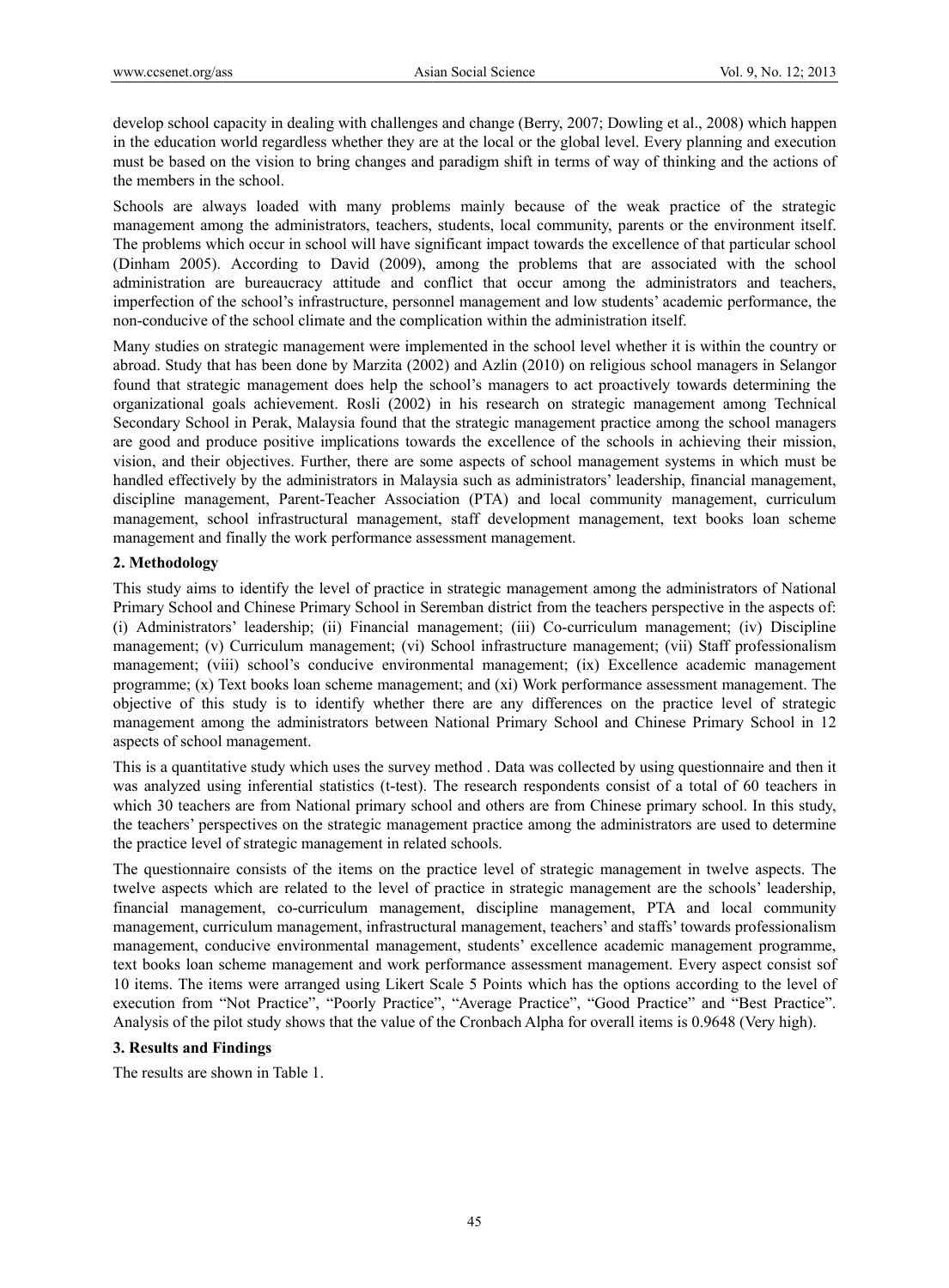develop school capacity in dealing with challenges and change (Berry, 2007; Dowling et al., 2008) which happen in the education world regardless whether they are at the local or the global level. Every planning and execution must be based on the vision to bring changes and paradigm shift in terms of way of thinking and the actions of the members in the school.

Schools are always loaded with many problems mainly because of the weak practice of the strategic management among the administrators, teachers, students, local community, parents or the environment itself. The problems which occur in school will have significant impact towards the excellence of that particular school (Dinham 2005). According to David (2009), among the problems that are associated with the school administration are bureaucracy attitude and conflict that occur among the administrators and teachers, imperfection of the school's infrastructure, personnel management and low students' academic performance, the non-conducive of the school climate and the complication within the administration itself.

Many studies on strategic management were implemented in the school level whether it is within the country or abroad. Study that has been done by Marzita (2002) and Azlin (2010) on religious school managers in Selangor found that strategic management does help the school's managers to act proactively towards determining the organizational goals achievement. Rosli (2002) in his research on strategic management among Technical Secondary School in Perak, Malaysia found that the strategic management practice among the school managers are good and produce positive implications towards the excellence of the schools in achieving their mission, vision, and their objectives. Further, there are some aspects of school management systems in which must be handled effectively by the administrators in Malaysia such as administrators' leadership, financial management, discipline management, Parent-Teacher Association (PTA) and local community management, curriculum management, school infrastructural management, staff development management, text books loan scheme management and finally the work performance assessment management.

## 2. Methodology

This study aims to identify the level of practice in strategic management among the administrators of National Primary School and Chinese Primary School in Seremban district from the teachers perspective in the aspects of: (i) Administrators' leadership; (ii) Financial management; (iii) Co-curriculum management; (iv) Discipline management; (v) Curriculum management; (vi) School infrastructure management; (vii) Staff professionalism management; (viii) school's conducive environmental management; (ix) Excellence academic management programme; (x) Text books loan scheme management; and (xi) Work performance assessment management. The objective of this study is to identify whether there are any differences on the practice level of strategic management among the administrators between National Primary School and Chinese Primary School in 12 aspects of school management.

This is a quantitative study which uses the survey method . Data was collected by using questionnaire and then it was analyzed using inferential statistics (t-test). The research respondents consist of a total of 60 teachers in which 30 teachers are from National primary school and others are from Chinese primary school. In this study, the teachers' perspectives on the strategic management practice among the administrators are used to determine the practice level of strategic management in related schools.

The questionnaire consists of the items on the practice level of strategic management in twelve aspects. The twelve aspects which are related to the level of practice in strategic management are the schools' leadership, financial management, co-curriculum management, discipline management, PTA and local community management, curriculum management, infrastructural management, teachers' and staffs' towards professionalism management, conducive environmental management, students' excellence academic management programme, text books loan scheme management and work performance assessment management. Every aspect consist sof 10 items. The items were arranged using Likert Scale 5 Points which has the options according to the level of execution from "Not Practice", "Poorly Practice", "Average Practice", "Good Practice" and "Best Practice". Analysis of the pilot study shows that the value of the Cronbach Alpha for overall items is 0.9648 (Very high).

## 3. Results and Findings

The results are shown in Table 1.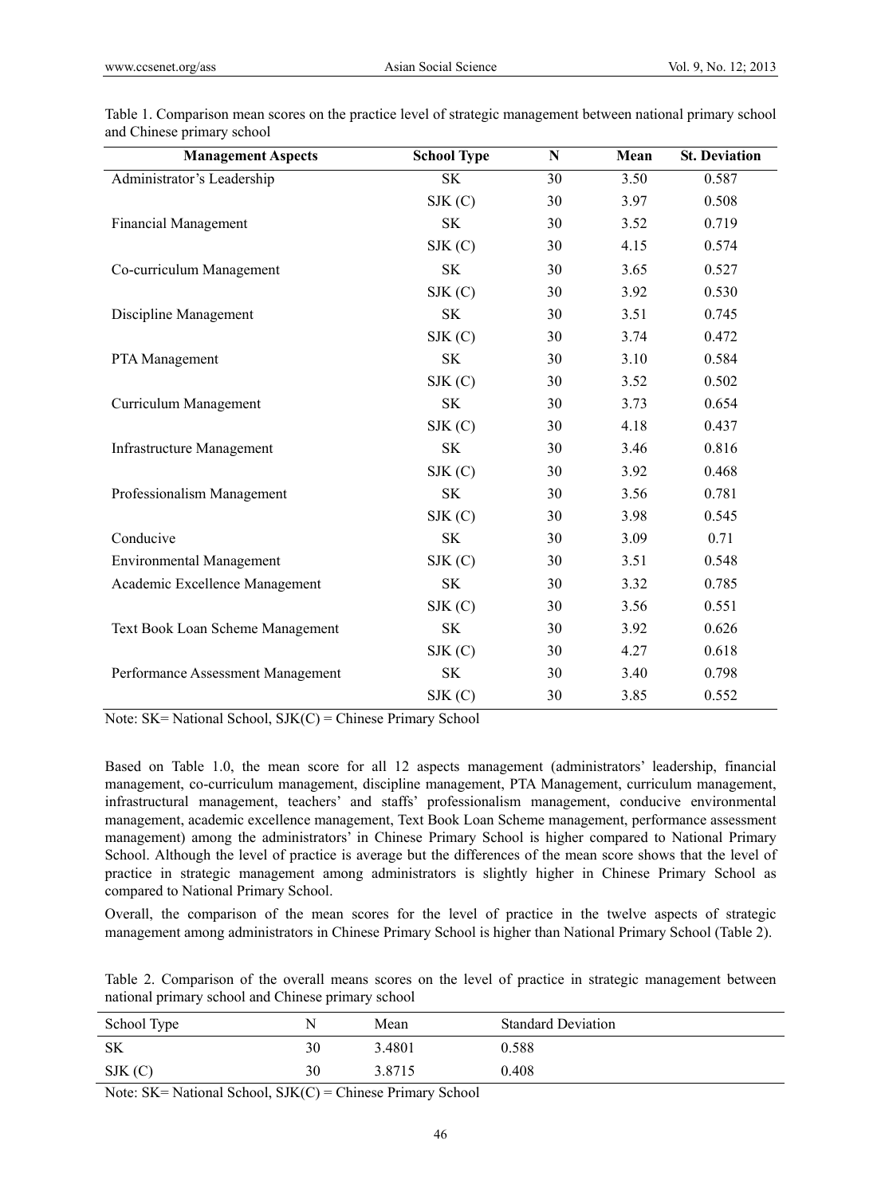Table 1. Comparison mean scores on the practice level of strategic management between national primary school and Chinese primary school

| Management Aspects | School Type | N | Mean | St. Deviation |
|---|---|---|---|---|
| Administrator's Leadership | SK | 30 | 3.50 | 0.587 |
| | SJK (C) | 30 | 3.97 | 0.508 |
| Financial Management | SK | 30 | 3.52 | 0.719 |
| | SJK (C) | 30 | 4.15 | 0.574 |
| Co-curriculum Management | SK | 30 | 3.65 | 0.527 |
| | SJK (C) | 30 | 3.92 | 0.530 |
| Discipline Management | SK | 30 | 3.51 | 0.745 |
| | SJK (C) | 30 | 3.74 | 0.472 |
| PTA Management | SK | 30 | 3.10 | 0.584 |
| | SJK (C) | 30 | 3.52 | 0.502 |
| Curriculum Management | SK | 30 | 3.73 | 0.654 |
| | SJK (C) | 30 | 4.18 | 0.437 |
| Infrastructure Management | SK | 30 | 3.46 | 0.816 |
| | SJK (C) | 30 | 3.92 | 0.468 |
| Professionalism Management | SK | 30 | 3.56 | 0.781 |
| | SJK (C) | 30 | 3.98 | 0.545 |
| Conducive | SK | 30 | 3.09 | 0.71 |
| Environmental Management | SJK (C) | 30 | 3.51 | 0.548 |
| Academic Excellence Management | SK | 30 | 3.32 | 0.785 |
| | SJK (C) | 30 | 3.56 | 0.551 |
| Text Book Loan Scheme Management | SK | 30 | 3.92 | 0.626 |
| | SJK (C) | 30 | 4.27 | 0.618 |
| Performance Assessment Management | SK | 30 | 3.40 | 0.798 |
| | SJK (C) | 30 | 3.85 | 0.552 |

Note: SK= National School, SJK(C) = Chinese Primary School

Based on Table 1.0, the mean score for all 12 aspects management (administrators' leadership, financial management, co-curriculum management, discipline management, PTA Management, curriculum management, infrastructural management, teachers' and staffs' professionalism management, conducive environmental management, academic excellence management, Text Book Loan Scheme management, performance assessment management) among the administrators' in Chinese Primary School is higher compared to National Primary School. Although the level of practice is average but the differences of the mean score shows that the level of practice in strategic management among administrators is slightly higher in Chinese Primary School as compared to National Primary School.

Overall, the comparison of the mean scores for the level of practice in the twelve aspects of strategic management among administrators in Chinese Primary School is higher than National Primary School (Table 2).

Table 2. Comparison of the overall means scores on the level of practice in strategic management between national primary school and Chinese primary school

| School Type | N | Mean | Standard Deviation |
|---|---|---|---|
| SK | 30 | 3.4801 | 0.588 |
| SJK (C) | 30 | 3.8715 | 0.408 |

Note: SK= National School, SJK(C) = Chinese Primary School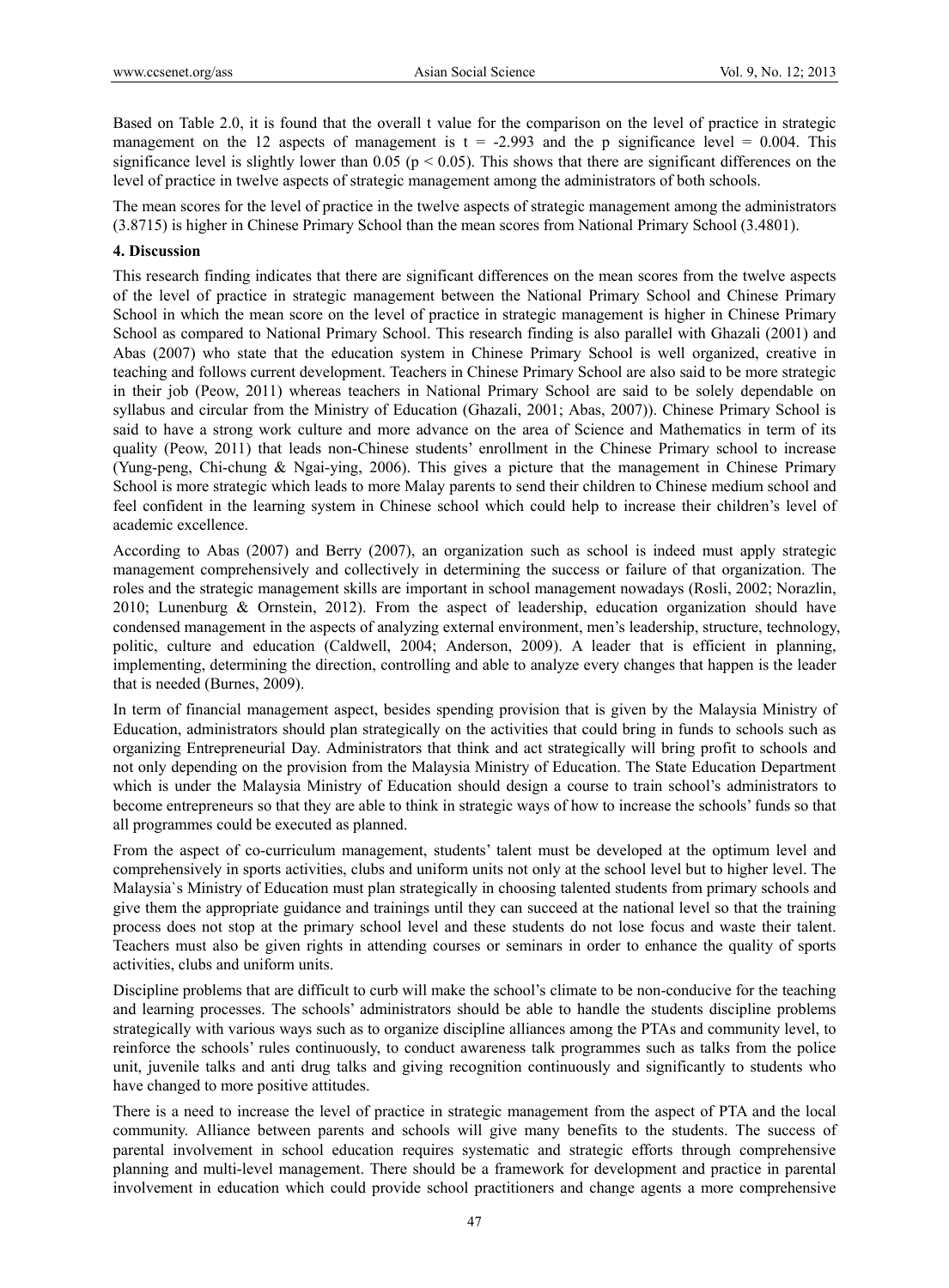Based on Table 2.0, it is found that the overall t value for the comparison on the level of practice in strategic management on the 12 aspects of management is $t = -2.993$ and the p significance level = 0.004. This significance level is slightly lower than 0.05 ($p < 0.05$). This shows that there are significant differences on the level of practice in twelve aspects of strategic management among the administrators of both schools.

The mean scores for the level of practice in the twelve aspects of strategic management among the administrators (3.8715) is higher in Chinese Primary School than the mean scores from National Primary School (3.4801).

## 4. Discussion

This research finding indicates that there are significant differences on the mean scores from the twelve aspects of the level of practice in strategic management between the National Primary School and Chinese Primary School in which the mean score on the level of practice in strategic management is higher in Chinese Primary School as compared to National Primary School. This research finding is also parallel with Ghazali (2001) and Abas (2007) who state that the education system in Chinese Primary School is well organized, creative in teaching and follows current development. Teachers in Chinese Primary School are also said to be more strategic in their job (Peow, 2011) whereas teachers in National Primary School are said to be solely dependable on syllabus and circular from the Ministry of Education (Ghazali, 2001; Abas, 2007)). Chinese Primary School is said to have a strong work culture and more advance on the area of Science and Mathematics in term of its quality (Peow, 2011) that leads non-Chinese students' enrollment in the Chinese Primary school to increase (Yung-peng, Chi-chung & Ngai-ying, 2006). This gives a picture that the management in Chinese Primary School is more strategic which leads to more Malay parents to send their children to Chinese medium school and feel confident in the learning system in Chinese school which could help to increase their children's level of academic excellence.

According to Abas (2007) and Berry (2007), an organization such as school is indeed must apply strategic management comprehensively and collectively in determining the success or failure of that organization. The roles and the strategic management skills are important in school management nowadays (Rosli, 2002; Norazlin, 2010; Lunenburg & Ornstein, 2012). From the aspect of leadership, education organization should have condensed management in the aspects of analyzing external environment, men's leadership, structure, technology, politic, culture and education (Caldwell, 2004; Anderson, 2009). A leader that is efficient in planning, implementing, determining the direction, controlling and able to analyze every changes that happen is the leader that is needed (Burnes, 2009).

In term of financial management aspect, besides spending provision that is given by the Malaysia Ministry of Education, administrators should plan strategically on the activities that could bring in funds to schools such as organizing Entrepreneurial Day. Administrators that think and act strategically will bring profit to schools and not only depending on the provision from the Malaysia Ministry of Education. The State Education Department which is under the Malaysia Ministry of Education should design a course to train school's administrators to become entrepreneurs so that they are able to think in strategic ways of how to increase the schools' funds so that all programmes could be executed as planned.

From the aspect of co-curriculum management, students' talent must be developed at the optimum level and comprehensively in sports activities, clubs and uniform units not only at the school level but to higher level. The Malaysia`s Ministry of Education must plan strategically in choosing talented students from primary schools and give them the appropriate guidance and trainings until they can succeed at the national level so that the training process does not stop at the primary school level and these students do not lose focus and waste their talent. Teachers must also be given rights in attending courses or seminars in order to enhance the quality of sports activities, clubs and uniform units.

Discipline problems that are difficult to curb will make the school's climate to be non-conducive for the teaching and learning processes. The schools' administrators should be able to handle the students discipline problems strategically with various ways such as to organize discipline alliances among the PTAs and community level, to reinforce the schools' rules continuously, to conduct awareness talk programmes such as talks from the police unit, juvenile talks and anti drug talks and giving recognition continuously and significantly to students who have changed to more positive attitudes.

There is a need to increase the level of practice in strategic management from the aspect of PTA and the local community. Alliance between parents and schools will give many benefits to the students. The success of parental involvement in school education requires systematic and strategic efforts through comprehensive planning and multi-level management. There should be a framework for development and practice in parental involvement in education which could provide school practitioners and change agents a more comprehensive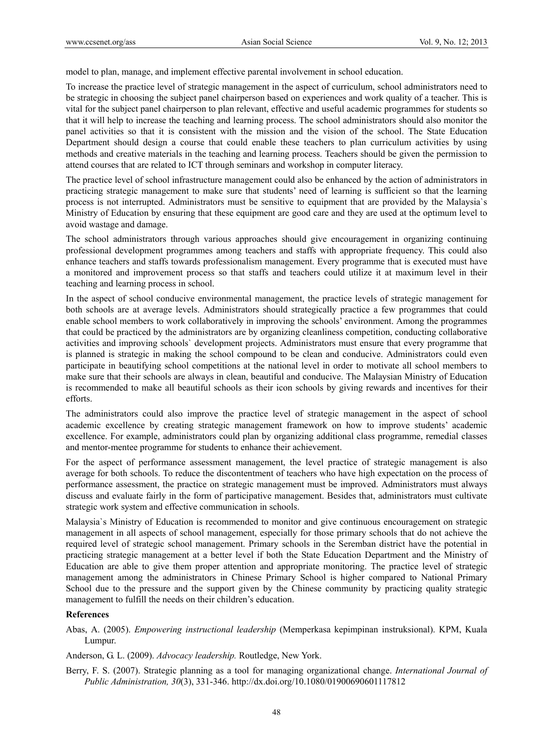model to plan, manage, and implement effective parental involvement in school education.

To increase the practice level of strategic management in the aspect of curriculum, school administrators need to be strategic in choosing the subject panel chairperson based on experiences and work quality of a teacher. This is vital for the subject panel chairperson to plan relevant, effective and useful academic programmes for students so that it will help to increase the teaching and learning process. The school administrators should also monitor the panel activities so that it is consistent with the mission and the vision of the school. The State Education Department should design a course that could enable these teachers to plan curriculum activities by using methods and creative materials in the teaching and learning process. Teachers should be given the permission to attend courses that are related to ICT through seminars and workshop in computer literacy.

The practice level of school infrastructure management could also be enhanced by the action of administrators in practicing strategic management to make sure that students' need of learning is sufficient so that the learning process is not interrupted. Administrators must be sensitive to equipment that are provided by the Malaysia`s Ministry of Education by ensuring that these equipment are good care and they are used at the optimum level to avoid wastage and damage.

The school administrators through various approaches should give encouragement in organizing continuing professional development programmes among teachers and staffs with appropriate frequency. This could also enhance teachers and staffs towards professionalism management. Every programme that is executed must have a monitored and improvement process so that staffs and teachers could utilize it at maximum level in their teaching and learning process in school.

In the aspect of school conducive environmental management, the practice levels of strategic management for both schools are at average levels. Administrators should strategically practice a few programmes that could enable school members to work collaboratively in improving the schools' environment. Among the programmes that could be practiced by the administrators are by organizing cleanliness competition, conducting collaborative activities and improving schools` development projects. Administrators must ensure that every programme that is planned is strategic in making the school compound to be clean and conducive. Administrators could even participate in beautifying school competitions at the national level in order to motivate all school members to make sure that their schools are always in clean, beautiful and conducive. The Malaysian Ministry of Education is recommended to make all beautiful schools as their icon schools by giving rewards and incentives for their efforts.

The administrators could also improve the practice level of strategic management in the aspect of school academic excellence by creating strategic management framework on how to improve students' academic excellence. For example, administrators could plan by organizing additional class programme, remedial classes and mentor-mentee programme for students to enhance their achievement.

For the aspect of performance assessment management, the level practice of strategic management is also average for both schools. To reduce the discontentment of teachers who have high expectation on the process of performance assessment, the practice on strategic management must be improved. Administrators must always discuss and evaluate fairly in the form of participative management. Besides that, administrators must cultivate strategic work system and effective communication in schools.

Malaysia`s Ministry of Education is recommended to monitor and give continuous encouragement on strategic management in all aspects of school management, especially for those primary schools that do not achieve the required level of strategic school management. Primary schools in the Seremban district have the potential in practicing strategic management at a better level if both the State Education Department and the Ministry of Education are able to give them proper attention and appropriate monitoring. The practice level of strategic management among the administrators in Chinese Primary School is higher compared to National Primary School due to the pressure and the support given by the Chinese community by practicing quality strategic management to fulfill the needs on their children's education.

## References

Abas, A. (2005). *Empowering instructional leadership* (Memperkasa kepimpinan instruksional). KPM, Kuala Lumpur.

Anderson, G. L. (2009). *Advocacy leadership.* Routledge, New York.

Berry, F. S. (2007). Strategic planning as a tool for managing organizational change. *International Journal of Public Administration, 30*(3), 331-346. http://dx.doi.org/10.1080/01900690601117812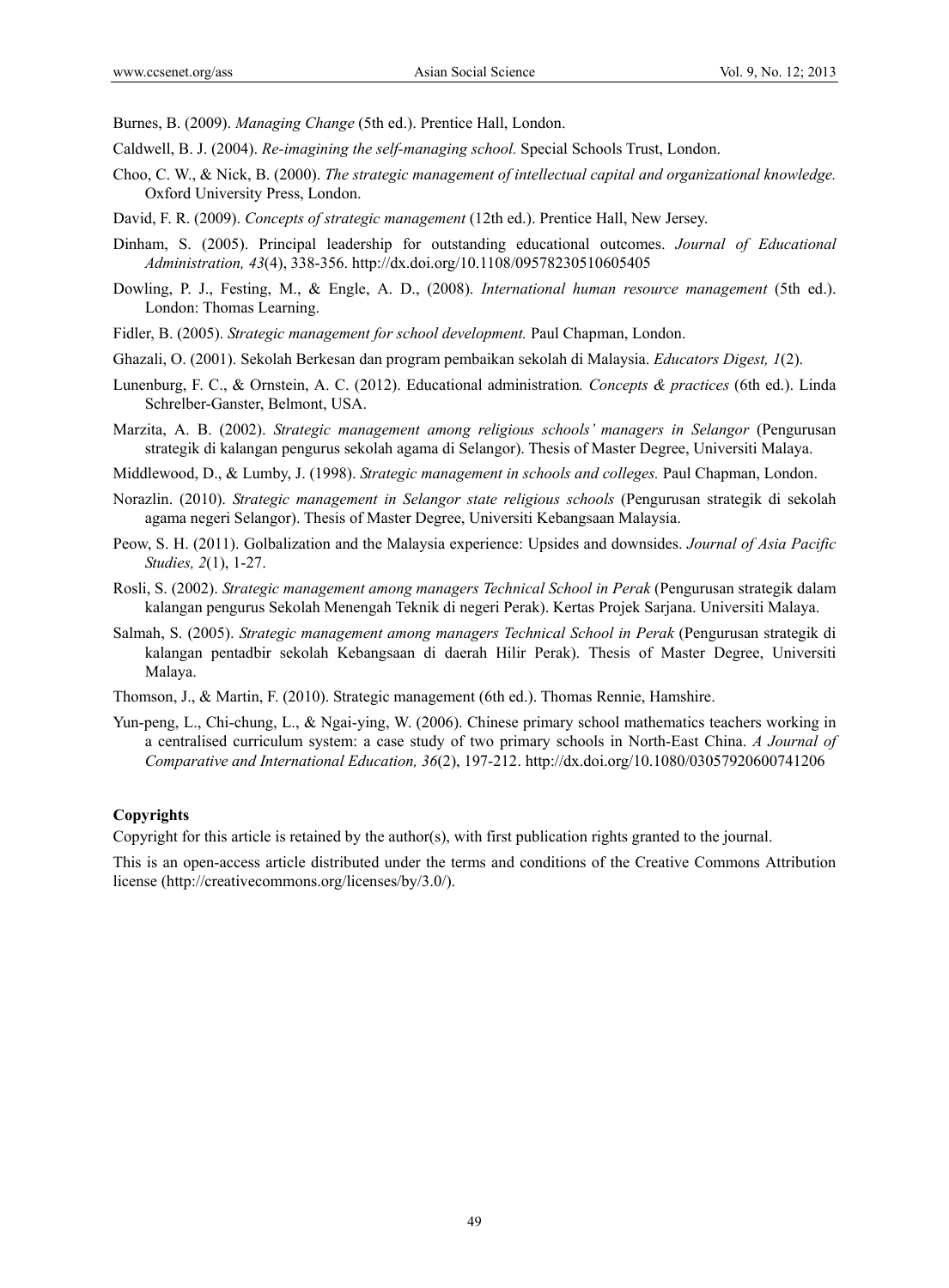Burnes, B. (2009). *Managing Change* (5th ed.). Prentice Hall, London.

Caldwell, B. J. (2004). *Re-imagining the self-managing school.* Special Schools Trust, London.

Choo, C. W., & Nick, B. (2000). *The strategic management of intellectual capital and organizational knowledge.* Oxford University Press, London.

David, F. R. (2009). *Concepts of strategic management* (12th ed.). Prentice Hall, New Jersey.

Dinham, S. (2005). Principal leadership for outstanding educational outcomes. *Journal of Educational Administration, 43*(4), 338-356. http://dx.doi.org/10.1108/09578230510605405

Dowling, P. J., Festing, M., & Engle, A. D., (2008). *International human resource management* (5th ed.). London: Thomas Learning.

Fidler, B. (2005). *Strategic management for school development.* Paul Chapman, London.

Ghazali, O. (2001). Sekolah Berkesan dan program pembaikan sekolah di Malaysia. *Educators Digest, 1*(2).

Lunenburg, F. C., & Ornstein, A. C. (2012). Educational administration*. Concepts & practices* (6th ed.). Linda Schrelber-Ganster, Belmont, USA.

Marzita, A. B. (2002). *Strategic management among religious schools' managers in Selangor* (Pengurusan strategik di kalangan pengurus sekolah agama di Selangor). Thesis of Master Degree, Universiti Malaya.

Middlewood, D., & Lumby, J. (1998). *Strategic management in schools and colleges.* Paul Chapman, London.

Norazlin. (2010). *Strategic management in Selangor state religious schools* (Pengurusan strategik di sekolah agama negeri Selangor). Thesis of Master Degree, Universiti Kebangsaan Malaysia.

Peow, S. H. (2011). Golbalization and the Malaysia experience: Upsides and downsides. *Journal of Asia Pacific Studies, 2*(1), 1-27.

Rosli, S. (2002). *Strategic management among managers Technical School in Perak* (Pengurusan strategik dalam kalangan pengurus Sekolah Menengah Teknik di negeri Perak). Kertas Projek Sarjana. Universiti Malaya.

Salmah, S. (2005). *Strategic management among managers Technical School in Perak* (Pengurusan strategik di kalangan pentadbir sekolah Kebangsaan di daerah Hilir Perak). Thesis of Master Degree, Universiti Malaya.

Thomson, J., & Martin, F. (2010). Strategic management (6th ed.). Thomas Rennie, Hamshire.

Yun-peng, L., Chi-chung, L., & Ngai-ying, W. (2006). Chinese primary school mathematics teachers working in a centralised curriculum system: a case study of two primary schools in North-East China. *A Journal of Comparative and International Education, 36*(2), 197-212. http://dx.doi.org/10.1080/03057920600741206

**Copyrights**

Copyright for this article is retained by the author(s), with first publication rights granted to the journal.

This is an open-access article distributed under the terms and conditions of the Creative Commons Attribution license (http://creativecommons.org/licenses/by/3.0/).